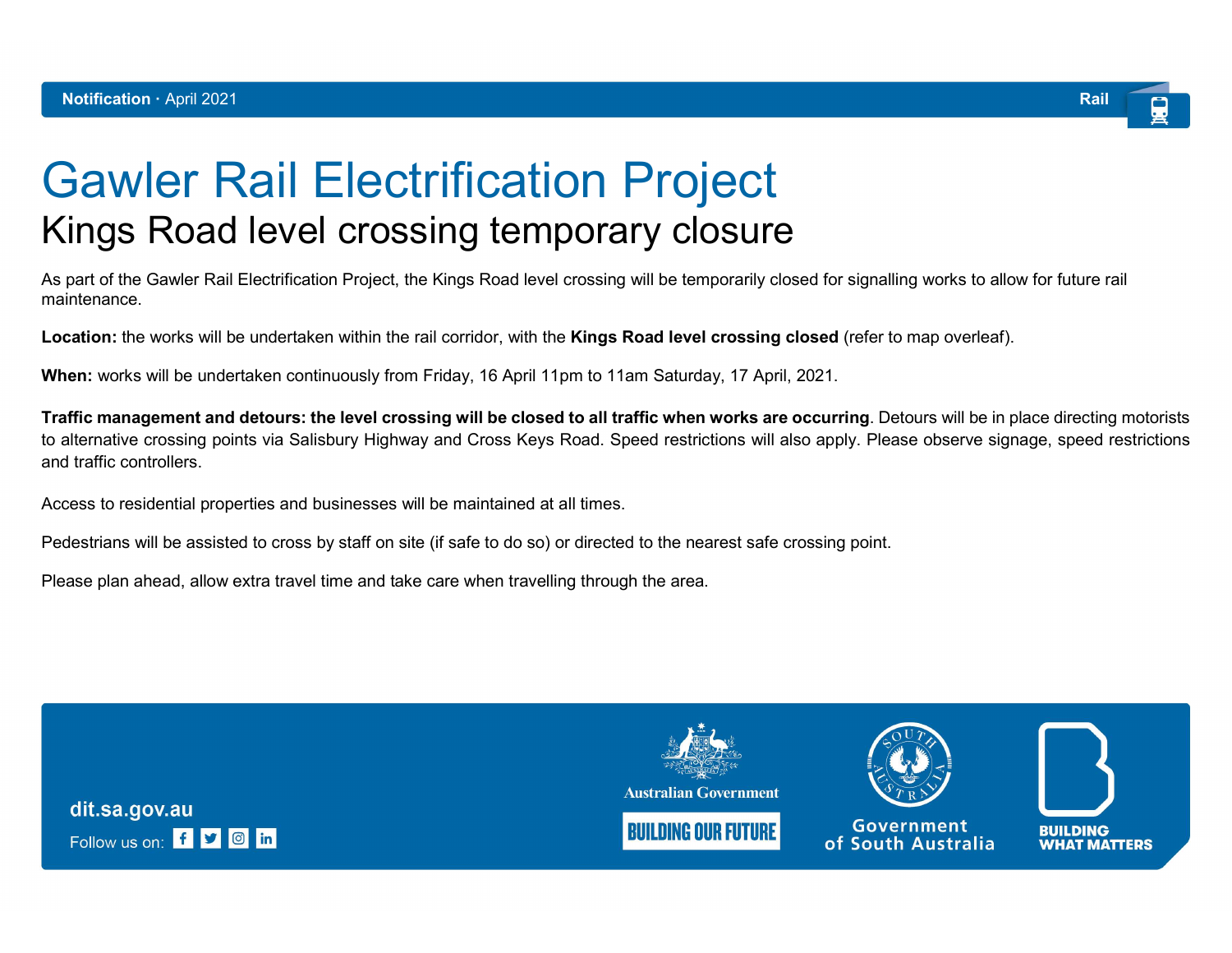**Notification** · April 2021

Rail

# Gawler Rail Electrification Project

## Kings Road level crossing temporary closure

As part of the Gawler Rail Electrification Project, the Kings Road level crossing will be temporarily closed for signalling works to allow for future rail maintenance.

**Location:** the works will be undertaken within the rail corridor, with the **Kings Road level crossing closed** (refer to map overleaf).

**When:** works will be undertaken continuously from Friday, 16 April 11pm to 11am Saturday, 17 April, 2021.

**Traffic management and detours: the level crossing will be closed to all traffic when works are occurring**. Detours will be in place directing motorists to alternative crossing points via Salisbury Highway and Cross Keys Road. Speed restrictions will also apply. Please observe signage, speed restrictions and traffic controllers.

Access to residential properties and businesses will be maintained at all times.

Pedestrians will be assisted to cross by staff on site (if safe to do so) or directed to the nearest safe crossing point.

Please plan ahead, allow extra travel time and take care when travelling through the area.

dit.sa.gov.au

Follow us on:

Australian Government

BUILDING OUR FUTURE

Government of South Australia

BUILDING WHAT MATTERS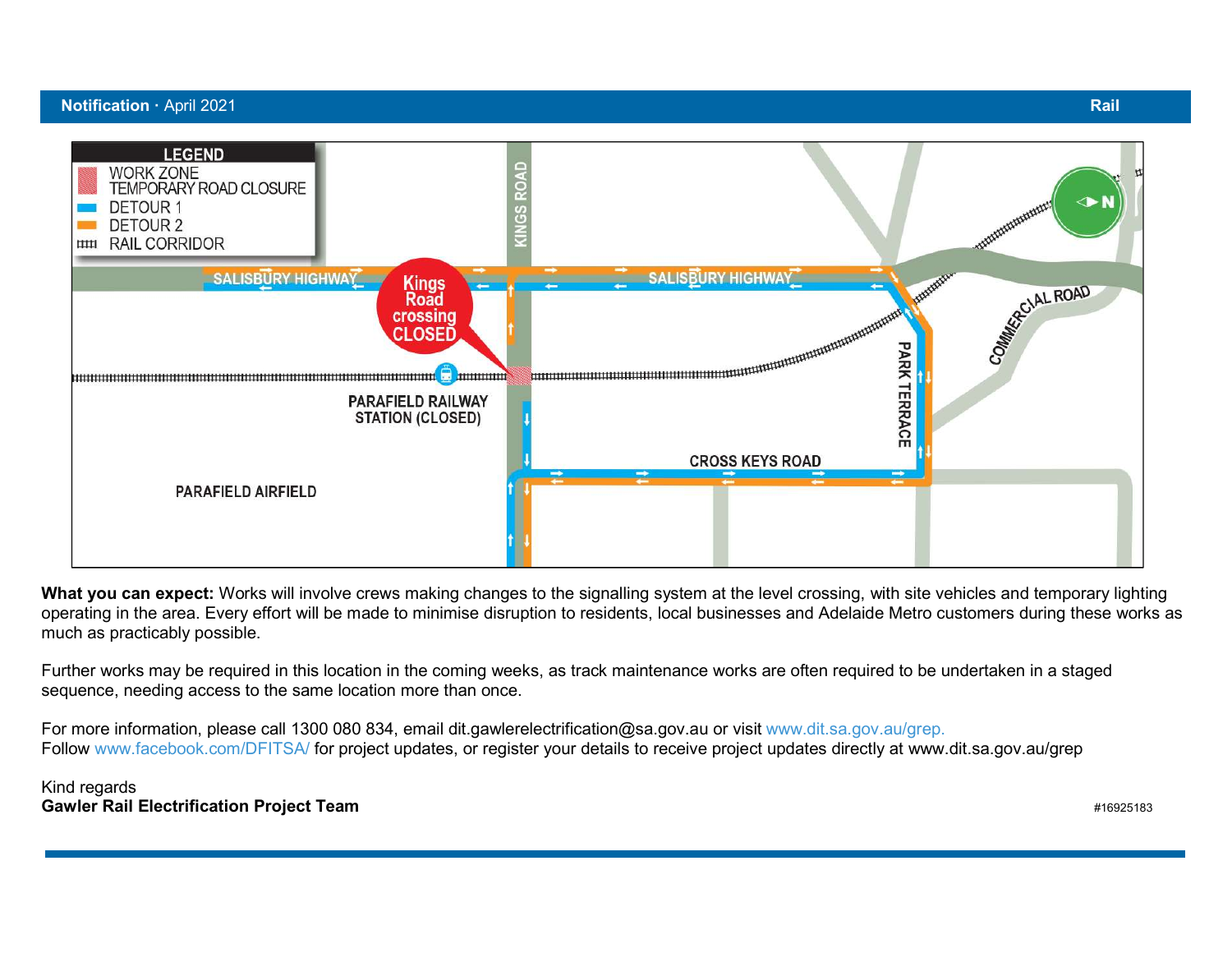**Notification** · April 2021 — Rail

LEGEND
WORK ZONE
TEMPORARY ROAD CLOSURE
DETOUR 1
DETOUR 2
RAIL CORRIDOR

KINGS ROAD
SALISBURY HIGHWAY
SALISBURY HIGHWAY
Kings Road crossing CLOSED
PARAFIELD RAILWAY STATION (CLOSED)
PARAFIELD AIRFIELD
CROSS KEYS ROAD
PARK TERRACE
COMMERCIAL ROAD
N

**What you can expect:** Works will involve crews making changes to the signalling system at the level crossing, with site vehicles and temporary lighting operating in the area. Every effort will be made to minimise disruption to residents, local businesses and Adelaide Metro customers during these works as much as practicably possible.

Further works may be required in this location in the coming weeks, as track maintenance works are often required to be undertaken in a staged sequence, needing access to the same location more than once.

For more information, please call 1300 080 834, email dit.gawlerelectrification@sa.gov.au or visit www.dit.sa.gov.au/grep.
Follow www.facebook.com/DFITSA/ for project updates, or register your details to receive project updates directly at www.dit.sa.gov.au/grep

Kind regards
**Gawler Rail Electrification Project Team**

#16925183